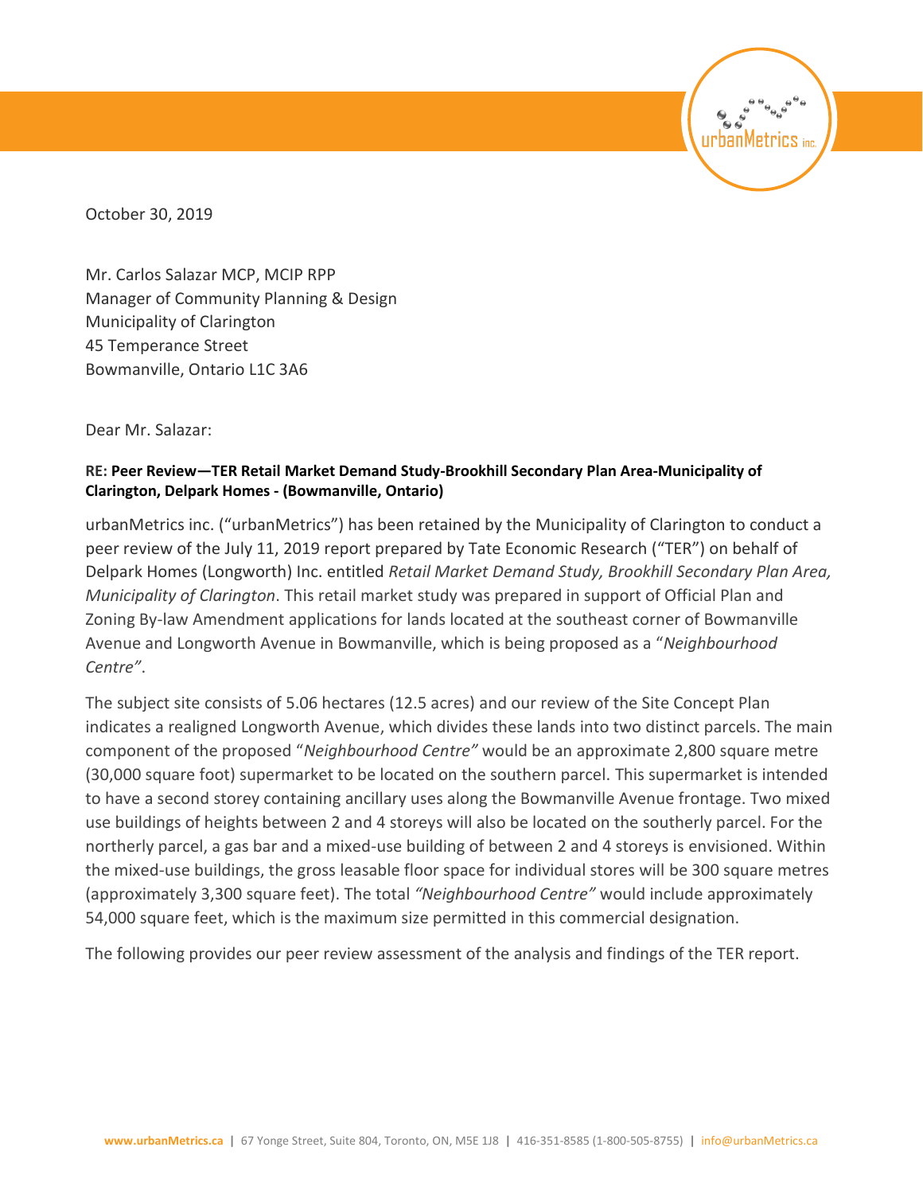October 30, 2019

Mr. Carlos Salazar MCP, MCIP RPP
Manager of Community Planning & Design
Municipality of Clarington
45 Temperance Street
Bowmanville, Ontario L1C 3A6

Dear Mr. Salazar:

**RE: Peer Review—TER Retail Market Demand Study-Brookhill Secondary Plan Area-Municipality of Clarington, Delpark Homes - (Bowmanville, Ontario)**

urbanMetrics inc. ("urbanMetrics") has been retained by the Municipality of Clarington to conduct a peer review of the July 11, 2019 report prepared by Tate Economic Research ("TER") on behalf of Delpark Homes (Longworth) Inc. entitled *Retail Market Demand Study, Brookhill Secondary Plan Area, Municipality of Clarington*. This retail market study was prepared in support of Official Plan and Zoning By-law Amendment applications for lands located at the southeast corner of Bowmanville Avenue and Longworth Avenue in Bowmanville, which is being proposed as a "*Neighbourhood Centre"*.

The subject site consists of 5.06 hectares (12.5 acres) and our review of the Site Concept Plan indicates a realigned Longworth Avenue, which divides these lands into two distinct parcels. The main component of the proposed "*Neighbourhood Centre"* would be an approximate 2,800 square metre (30,000 square foot) supermarket to be located on the southern parcel. This supermarket is intended to have a second storey containing ancillary uses along the Bowmanville Avenue frontage. Two mixed use buildings of heights between 2 and 4 storeys will also be located on the southerly parcel. For the northerly parcel, a gas bar and a mixed-use building of between 2 and 4 storeys is envisioned. Within the mixed-use buildings, the gross leasable floor space for individual stores will be 300 square metres (approximately 3,300 square feet). The total *"Neighbourhood Centre"* would include approximately 54,000 square feet, which is the maximum size permitted in this commercial designation.

The following provides our peer review assessment of the analysis and findings of the TER report.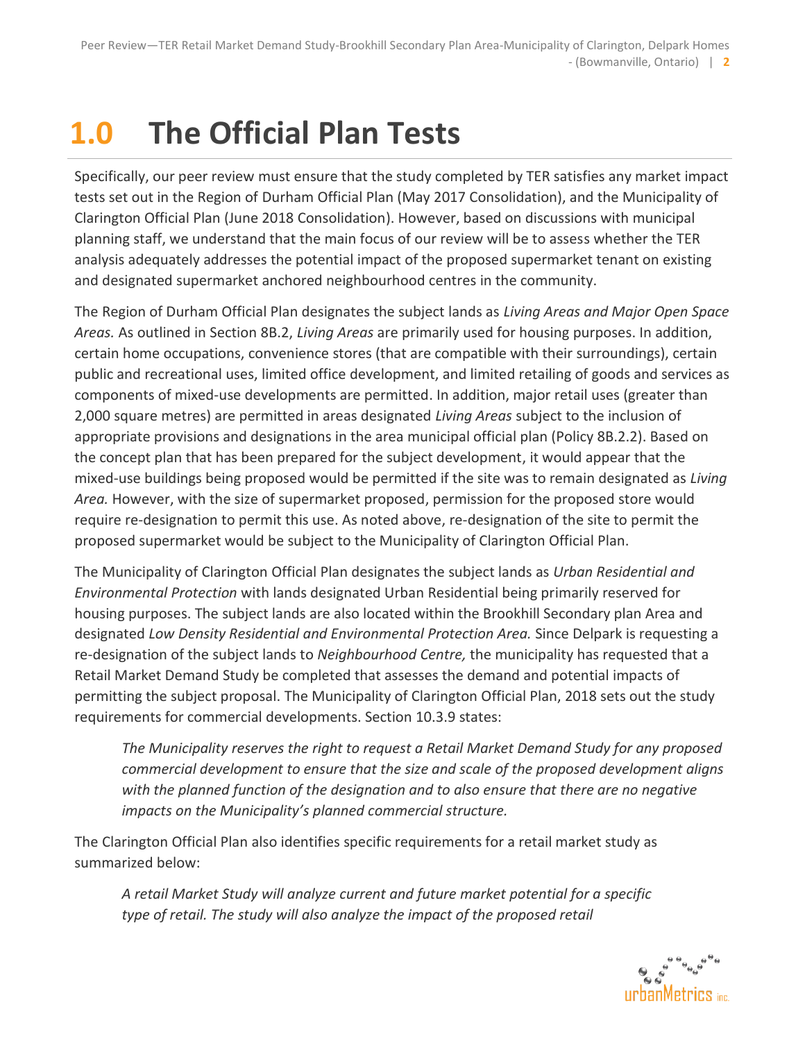# 1.0 The Official Plan Tests

Specifically, our peer review must ensure that the study completed by TER satisfies any market impact tests set out in the Region of Durham Official Plan (May 2017 Consolidation), and the Municipality of Clarington Official Plan (June 2018 Consolidation). However, based on discussions with municipal planning staff, we understand that the main focus of our review will be to assess whether the TER analysis adequately addresses the potential impact of the proposed supermarket tenant on existing and designated supermarket anchored neighbourhood centres in the community.

The Region of Durham Official Plan designates the subject lands as *Living Areas and Major Open Space Areas.* As outlined in Section 8B.2, *Living Areas* are primarily used for housing purposes. In addition, certain home occupations, convenience stores (that are compatible with their surroundings), certain public and recreational uses, limited office development, and limited retailing of goods and services as components of mixed-use developments are permitted. In addition, major retail uses (greater than 2,000 square metres) are permitted in areas designated *Living Areas* subject to the inclusion of appropriate provisions and designations in the area municipal official plan (Policy 8B.2.2). Based on the concept plan that has been prepared for the subject development, it would appear that the mixed-use buildings being proposed would be permitted if the site was to remain designated as *Living Area.* However, with the size of supermarket proposed, permission for the proposed store would require re-designation to permit this use. As noted above, re-designation of the site to permit the proposed supermarket would be subject to the Municipality of Clarington Official Plan.

The Municipality of Clarington Official Plan designates the subject lands as *Urban Residential and Environmental Protection* with lands designated Urban Residential being primarily reserved for housing purposes. The subject lands are also located within the Brookhill Secondary plan Area and designated *Low Density Residential and Environmental Protection Area.* Since Delpark is requesting a re-designation of the subject lands to *Neighbourhood Centre,* the municipality has requested that a Retail Market Demand Study be completed that assesses the demand and potential impacts of permitting the subject proposal. The Municipality of Clarington Official Plan, 2018 sets out the study requirements for commercial developments. Section 10.3.9 states:

> *The Municipality reserves the right to request a Retail Market Demand Study for any proposed commercial development to ensure that the size and scale of the proposed development aligns with the planned function of the designation and to also ensure that there are no negative impacts on the Municipality's planned commercial structure.*

The Clarington Official Plan also identifies specific requirements for a retail market study as summarized below:

> *A retail Market Study will analyze current and future market potential for a specific type of retail. The study will also analyze the impact of the proposed retail*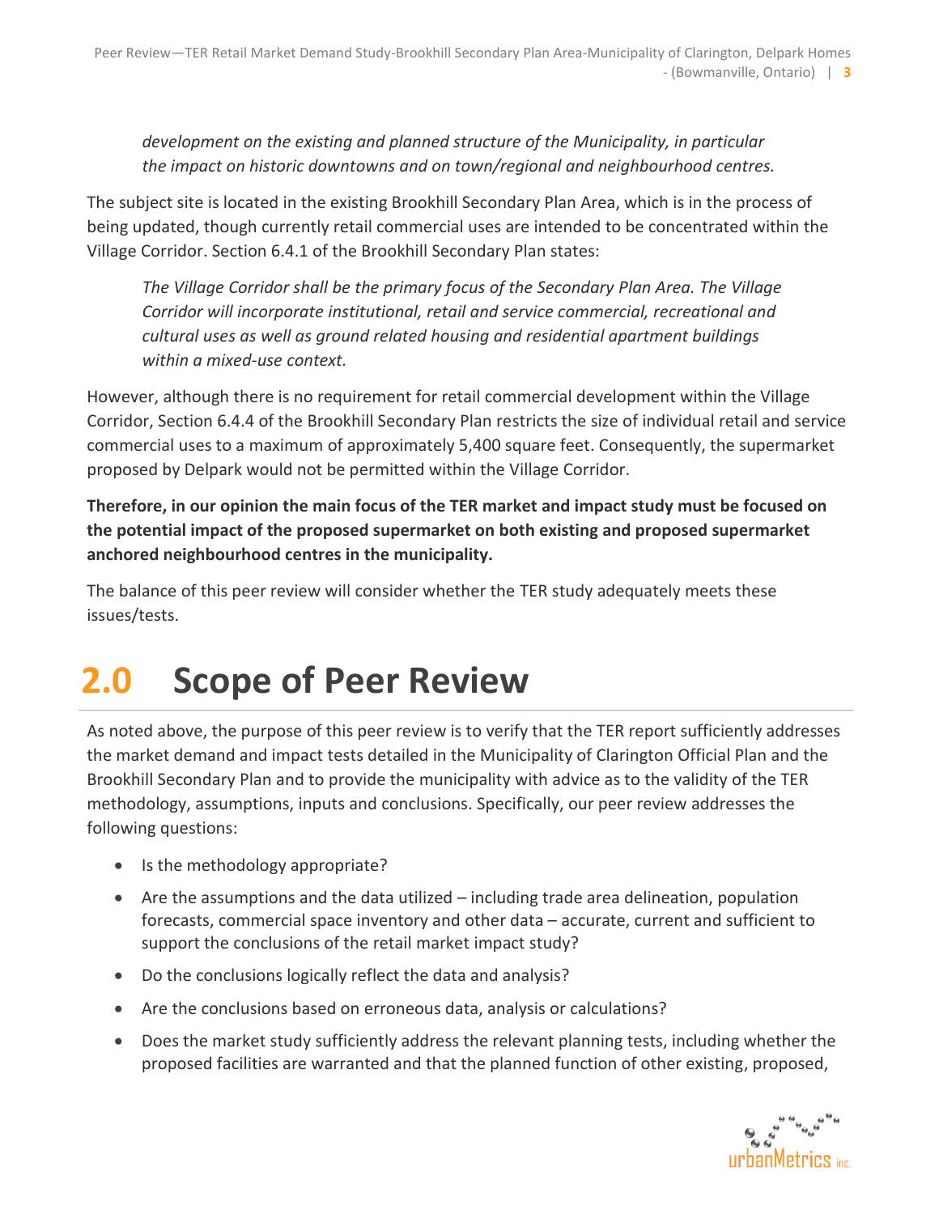*development on the existing and planned structure of the Municipality, in particular the impact on historic downtowns and on town/regional and neighbourhood centres.*

The subject site is located in the existing Brookhill Secondary Plan Area, which is in the process of being updated, though currently retail commercial uses are intended to be concentrated within the Village Corridor. Section 6.4.1 of the Brookhill Secondary Plan states:

> *The Village Corridor shall be the primary focus of the Secondary Plan Area. The Village Corridor will incorporate institutional, retail and service commercial, recreational and cultural uses as well as ground related housing and residential apartment buildings within a mixed-use context.*

However, although there is no requirement for retail commercial development within the Village Corridor, Section 6.4.4 of the Brookhill Secondary Plan restricts the size of individual retail and service commercial uses to a maximum of approximately 5,400 square feet. Consequently, the supermarket proposed by Delpark would not be permitted within the Village Corridor.

**Therefore, in our opinion the main focus of the TER market and impact study must be focused on the potential impact of the proposed supermarket on both existing and proposed supermarket anchored neighbourhood centres in the municipality.**

The balance of this peer review will consider whether the TER study adequately meets these issues/tests.

# 2.0 Scope of Peer Review

As noted above, the purpose of this peer review is to verify that the TER report sufficiently addresses the market demand and impact tests detailed in the Municipality of Clarington Official Plan and the Brookhill Secondary Plan and to provide the municipality with advice as to the validity of the TER methodology, assumptions, inputs and conclusions. Specifically, our peer review addresses the following questions:

- Is the methodology appropriate?
- Are the assumptions and the data utilized – including trade area delineation, population forecasts, commercial space inventory and other data – accurate, current and sufficient to support the conclusions of the retail market impact study?
- Do the conclusions logically reflect the data and analysis?
- Are the conclusions based on erroneous data, analysis or calculations?
- Does the market study sufficiently address the relevant planning tests, including whether the proposed facilities are warranted and that the planned function of other existing, proposed,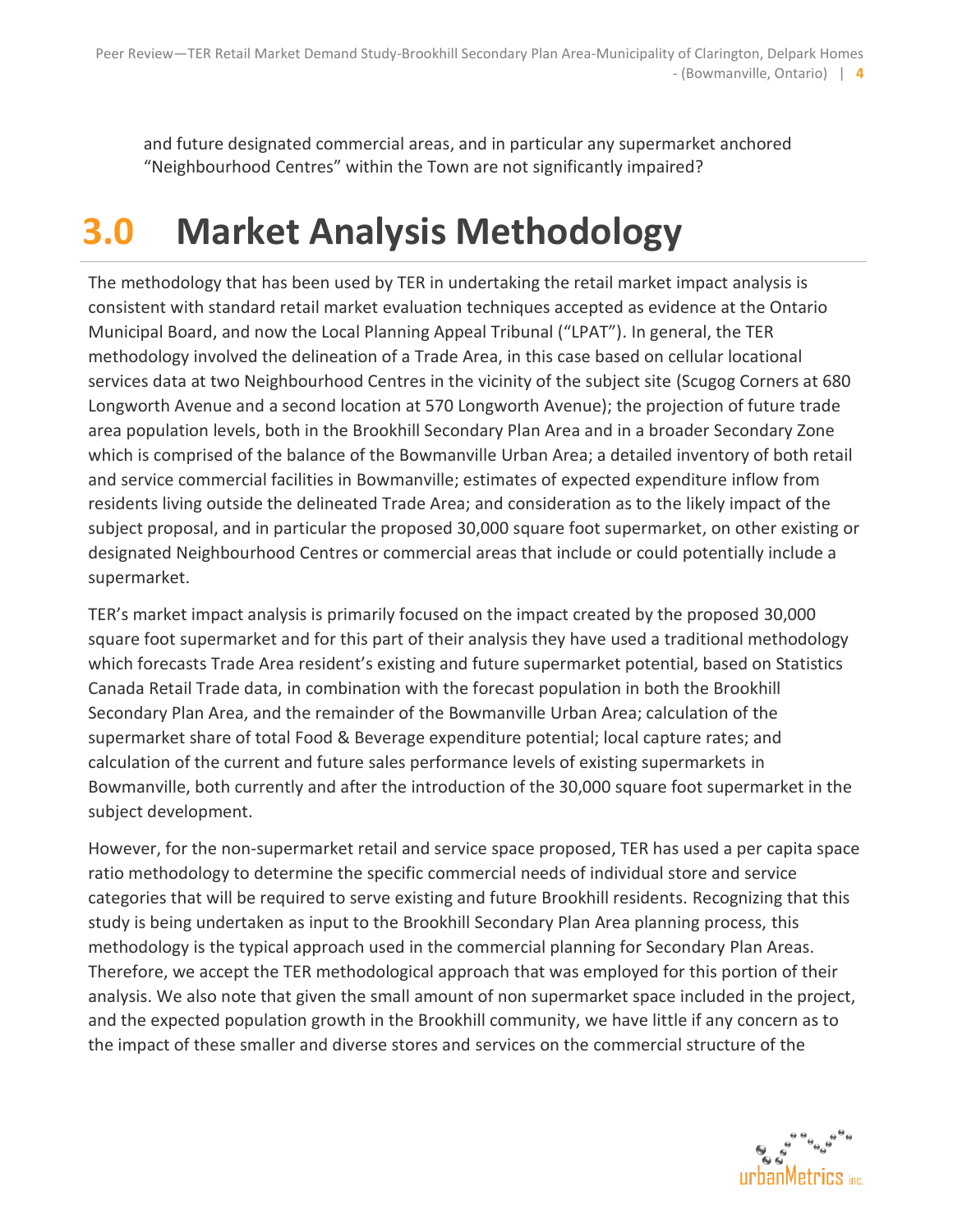and future designated commercial areas, and in particular any supermarket anchored "Neighbourhood Centres" within the Town are not significantly impaired?

# 3.0 Market Analysis Methodology

The methodology that has been used by TER in undertaking the retail market impact analysis is consistent with standard retail market evaluation techniques accepted as evidence at the Ontario Municipal Board, and now the Local Planning Appeal Tribunal ("LPAT"). In general, the TER methodology involved the delineation of a Trade Area, in this case based on cellular locational services data at two Neighbourhood Centres in the vicinity of the subject site (Scugog Corners at 680 Longworth Avenue and a second location at 570 Longworth Avenue); the projection of future trade area population levels, both in the Brookhill Secondary Plan Area and in a broader Secondary Zone which is comprised of the balance of the Bowmanville Urban Area; a detailed inventory of both retail and service commercial facilities in Bowmanville; estimates of expected expenditure inflow from residents living outside the delineated Trade Area; and consideration as to the likely impact of the subject proposal, and in particular the proposed 30,000 square foot supermarket, on other existing or designated Neighbourhood Centres or commercial areas that include or could potentially include a supermarket.

TER's market impact analysis is primarily focused on the impact created by the proposed 30,000 square foot supermarket and for this part of their analysis they have used a traditional methodology which forecasts Trade Area resident's existing and future supermarket potential, based on Statistics Canada Retail Trade data, in combination with the forecast population in both the Brookhill Secondary Plan Area, and the remainder of the Bowmanville Urban Area; calculation of the supermarket share of total Food & Beverage expenditure potential; local capture rates; and calculation of the current and future sales performance levels of existing supermarkets in Bowmanville, both currently and after the introduction of the 30,000 square foot supermarket in the subject development.

However, for the non-supermarket retail and service space proposed, TER has used a per capita space ratio methodology to determine the specific commercial needs of individual store and service categories that will be required to serve existing and future Brookhill residents. Recognizing that this study is being undertaken as input to the Brookhill Secondary Plan Area planning process, this methodology is the typical approach used in the commercial planning for Secondary Plan Areas. Therefore, we accept the TER methodological approach that was employed for this portion of their analysis. We also note that given the small amount of non supermarket space included in the project, and the expected population growth in the Brookhill community, we have little if any concern as to the impact of these smaller and diverse stores and services on the commercial structure of the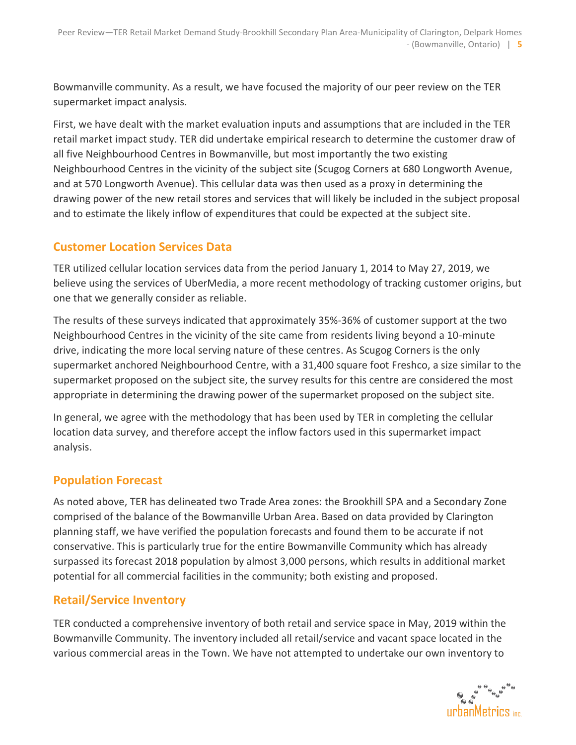Bowmanville community. As a result, we have focused the majority of our peer review on the TER supermarket impact analysis.

First, we have dealt with the market evaluation inputs and assumptions that are included in the TER retail market impact study. TER did undertake empirical research to determine the customer draw of all five Neighbourhood Centres in Bowmanville, but most importantly the two existing Neighbourhood Centres in the vicinity of the subject site (Scugog Corners at 680 Longworth Avenue, and at 570 Longworth Avenue). This cellular data was then used as a proxy in determining the drawing power of the new retail stores and services that will likely be included in the subject proposal and to estimate the likely inflow of expenditures that could be expected at the subject site.

## Customer Location Services Data

TER utilized cellular location services data from the period January 1, 2014 to May 27, 2019, we believe using the services of UberMedia, a more recent methodology of tracking customer origins, but one that we generally consider as reliable.

The results of these surveys indicated that approximately 35%-36% of customer support at the two Neighbourhood Centres in the vicinity of the site came from residents living beyond a 10-minute drive, indicating the more local serving nature of these centres. As Scugog Corners is the only supermarket anchored Neighbourhood Centre, with a 31,400 square foot Freshco, a size similar to the supermarket proposed on the subject site, the survey results for this centre are considered the most appropriate in determining the drawing power of the supermarket proposed on the subject site.

In general, we agree with the methodology that has been used by TER in completing the cellular location data survey, and therefore accept the inflow factors used in this supermarket impact analysis.

## Population Forecast

As noted above, TER has delineated two Trade Area zones: the Brookhill SPA and a Secondary Zone comprised of the balance of the Bowmanville Urban Area. Based on data provided by Clarington planning staff, we have verified the population forecasts and found them to be accurate if not conservative. This is particularly true for the entire Bowmanville Community which has already surpassed its forecast 2018 population by almost 3,000 persons, which results in additional market potential for all commercial facilities in the community; both existing and proposed.

## Retail/Service Inventory

TER conducted a comprehensive inventory of both retail and service space in May, 2019 within the Bowmanville Community. The inventory included all retail/service and vacant space located in the various commercial areas in the Town. We have not attempted to undertake our own inventory to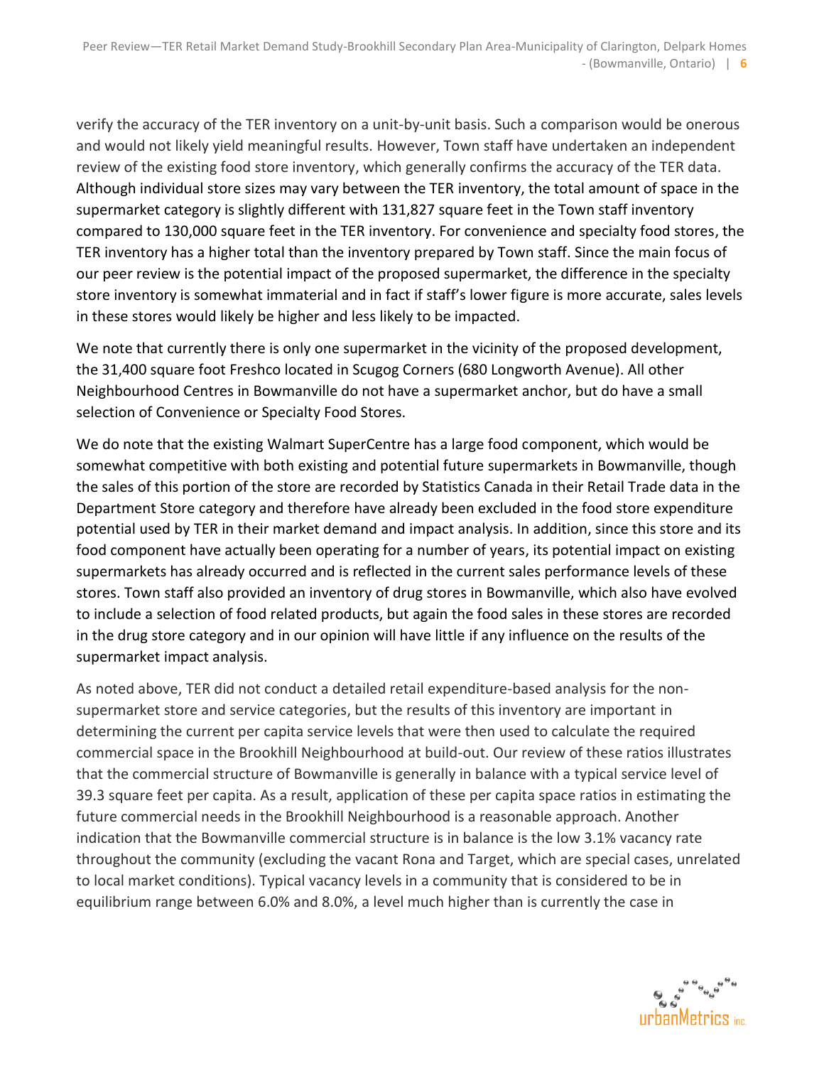verify the accuracy of the TER inventory on a unit-by-unit basis. Such a comparison would be onerous and would not likely yield meaningful results. However, Town staff have undertaken an independent review of the existing food store inventory, which generally confirms the accuracy of the TER data. Although individual store sizes may vary between the TER inventory, the total amount of space in the supermarket category is slightly different with 131,827 square feet in the Town staff inventory compared to 130,000 square feet in the TER inventory. For convenience and specialty food stores, the TER inventory has a higher total than the inventory prepared by Town staff. Since the main focus of our peer review is the potential impact of the proposed supermarket, the difference in the specialty store inventory is somewhat immaterial and in fact if staff's lower figure is more accurate, sales levels in these stores would likely be higher and less likely to be impacted.

We note that currently there is only one supermarket in the vicinity of the proposed development, the 31,400 square foot Freshco located in Scugog Corners (680 Longworth Avenue). All other Neighbourhood Centres in Bowmanville do not have a supermarket anchor, but do have a small selection of Convenience or Specialty Food Stores.

We do note that the existing Walmart SuperCentre has a large food component, which would be somewhat competitive with both existing and potential future supermarkets in Bowmanville, though the sales of this portion of the store are recorded by Statistics Canada in their Retail Trade data in the Department Store category and therefore have already been excluded in the food store expenditure potential used by TER in their market demand and impact analysis. In addition, since this store and its food component have actually been operating for a number of years, its potential impact on existing supermarkets has already occurred and is reflected in the current sales performance levels of these stores. Town staff also provided an inventory of drug stores in Bowmanville, which also have evolved to include a selection of food related products, but again the food sales in these stores are recorded in the drug store category and in our opinion will have little if any influence on the results of the supermarket impact analysis.

As noted above, TER did not conduct a detailed retail expenditure-based analysis for the non-supermarket store and service categories, but the results of this inventory are important in determining the current per capita service levels that were then used to calculate the required commercial space in the Brookhill Neighbourhood at build-out. Our review of these ratios illustrates that the commercial structure of Bowmanville is generally in balance with a typical service level of 39.3 square feet per capita. As a result, application of these per capita space ratios in estimating the future commercial needs in the Brookhill Neighbourhood is a reasonable approach. Another indication that the Bowmanville commercial structure is in balance is the low 3.1% vacancy rate throughout the community (excluding the vacant Rona and Target, which are special cases, unrelated to local market conditions). Typical vacancy levels in a community that is considered to be in equilibrium range between 6.0% and 8.0%, a level much higher than is currently the case in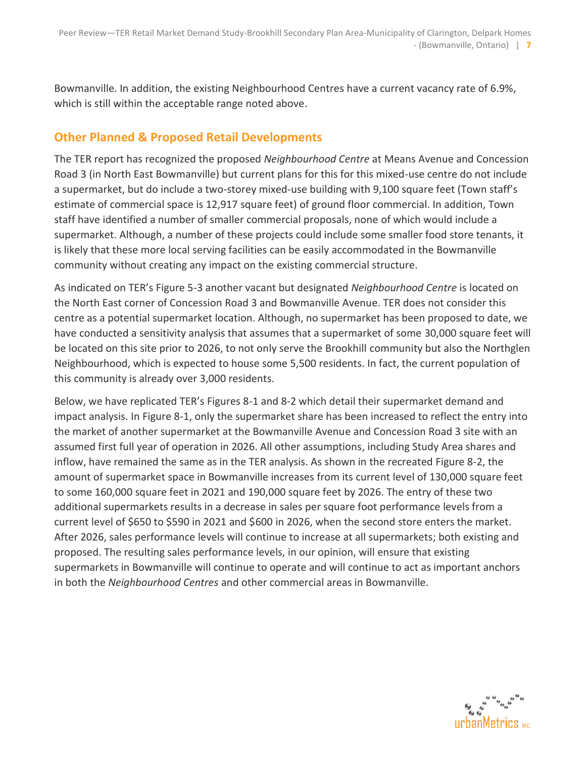Bowmanville. In addition, the existing Neighbourhood Centres have a current vacancy rate of 6.9%, which is still within the acceptable range noted above.

## Other Planned & Proposed Retail Developments

The TER report has recognized the proposed *Neighbourhood Centre* at Means Avenue and Concession Road 3 (in North East Bowmanville) but current plans for this for this mixed-use centre do not include a supermarket, but do include a two-storey mixed-use building with 9,100 square feet (Town staff's estimate of commercial space is 12,917 square feet) of ground floor commercial. In addition, Town staff have identified a number of smaller commercial proposals, none of which would include a supermarket. Although, a number of these projects could include some smaller food store tenants, it is likely that these more local serving facilities can be easily accommodated in the Bowmanville community without creating any impact on the existing commercial structure.

As indicated on TER's Figure 5-3 another vacant but designated *Neighbourhood Centre* is located on the North East corner of Concession Road 3 and Bowmanville Avenue. TER does not consider this centre as a potential supermarket location. Although, no supermarket has been proposed to date, we have conducted a sensitivity analysis that assumes that a supermarket of some 30,000 square feet will be located on this site prior to 2026, to not only serve the Brookhill community but also the Northglen Neighbourhood, which is expected to house some 5,500 residents. In fact, the current population of this community is already over 3,000 residents.

Below, we have replicated TER's Figures 8-1 and 8-2 which detail their supermarket demand and impact analysis. In Figure 8-1, only the supermarket share has been increased to reflect the entry into the market of another supermarket at the Bowmanville Avenue and Concession Road 3 site with an assumed first full year of operation in 2026. All other assumptions, including Study Area shares and inflow, have remained the same as in the TER analysis. As shown in the recreated Figure 8-2, the amount of supermarket space in Bowmanville increases from its current level of 130,000 square feet to some 160,000 square feet in 2021 and 190,000 square feet by 2026. The entry of these two additional supermarkets results in a decrease in sales per square foot performance levels from a current level of $650 to $590 in 2021 and $600 in 2026, when the second store enters the market. After 2026, sales performance levels will continue to increase at all supermarkets; both existing and proposed. The resulting sales performance levels, in our opinion, will ensure that existing supermarkets in Bowmanville will continue to operate and will continue to act as important anchors in both the *Neighbourhood Centres* and other commercial areas in Bowmanville.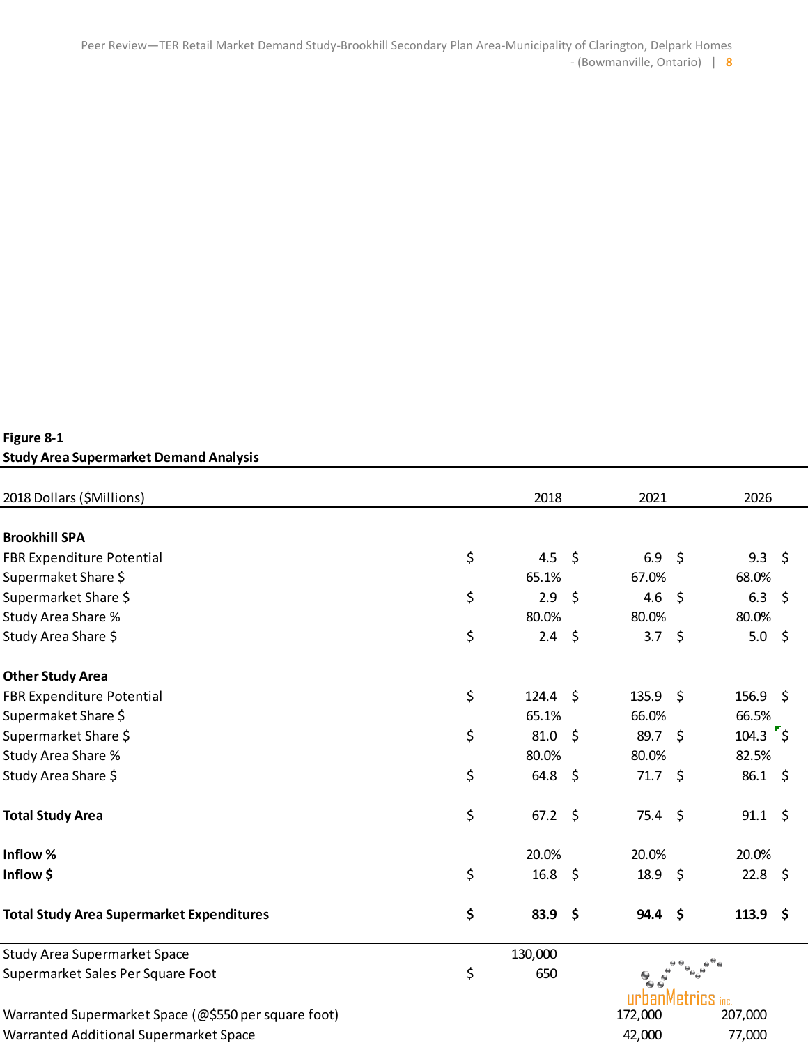**Figure 8-1**
**Study Area Supermarket Demand Analysis**

| 2018 Dollars ($Millions) | 2018 | 2021 | 2026 |
|---|---|---|---|
| **Brookhill SPA** | | | |
| FBR Expenditure Potential | $ 4.5 | $ 6.9 | $ 9.3 |
| Supermaket Share $ | 65.1% | 67.0% | 68.0% |
| Supermarket Share $ | $ 2.9 | $ 4.6 | $ 6.3 |
| Study Area Share % | 80.0% | 80.0% | 80.0% |
| Study Area Share $ | $ 2.4 | $ 3.7 | $ 5.0 |
| **Other Study Area** | | | |
| FBR Expenditure Potential | $ 124.4 | $ 135.9 | $ 156.9 |
| Supermaket Share $ | 65.1% | 66.0% | 66.5% |
| Supermarket Share $ | $ 81.0 | $ 89.7 | $ 104.3 |
| Study Area Share % | 80.0% | 80.0% | 82.5% |
| Study Area Share $ | $ 64.8 | $ 71.7 | $ 86.1 |
| **Total Study Area** | $ 67.2 | $ 75.4 | $ 91.1 |
| **Inflow %** | 20.0% | 20.0% | 20.0% |
| **Inflow $** | $ 16.8 | $ 18.9 | $ 22.8 |
| **Total Study Area Supermarket Expenditures** | **$ 83.9** | **$ 94.4** | **$ 113.9** |
| Study Area Supermarket Space | 130,000 | | |
| Supermarket Sales Per Square Foot | $ 650 | | |
| Warranted Supermarket Space (@$550 per square foot) | | 172,000 | 207,000 |
| Warranted Additional Supermarket Space | | 42,000 | 77,000 |

urbanMetrics inc.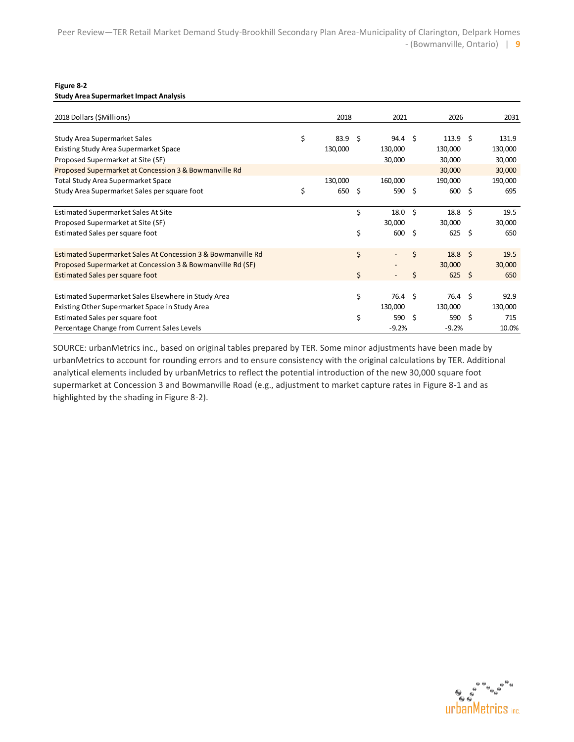**Figure 8-2**
**Study Area Supermarket Impact Analysis**

| 2018 Dollars ($Millions) | 2018 | 2021 | 2026 | 2031 |
|---|---|---|---|---|
| Study Area Supermarket Sales | $ 83.9 | $ 94.4 | $ 113.9 | $ 131.9 |
| Existing Study Area Supermarket Space | 130,000 | 130,000 | 130,000 | 130,000 |
| Proposed Supermarket at Site (SF) | | 30,000 | 30,000 | 30,000 |
| Proposed Supermarket at Concession 3 & Bowmanville Rd | | | 30,000 | 30,000 |
| Total Study Area Supermarket Space | 130,000 | 160,000 | 190,000 | 190,000 |
| Study Area Supermarket Sales per square foot | $ 650 | $ 590 | $ 600 | $ 695 |
| | | | | |
| Estimated Supermarket Sales At Site | | $ 18.0 | $ 18.8 | $ 19.5 |
| Proposed Supermarket at Site (SF) | | 30,000 | 30,000 | 30,000 |
| Estimated Sales per square foot | | $ 600 | $ 625 | $ 650 |
| | | | | |
| Estimated Supermarket Sales At Concession 3 & Bowmanville Rd | | $ - | $ 18.8 | $ 19.5 |
| Proposed Supermarket at Concession 3 & Bowmanville Rd (SF) | | - | 30,000 | 30,000 |
| Estimated Sales per square foot | | $ - | $ 625 | $ 650 |
| | | | | |
| Estimated Supermarket Sales Elsewhere in Study Area | | $ 76.4 | $ 76.4 | $ 92.9 |
| Existing Other Supermarket Space in Study Area | | 130,000 | 130,000 | 130,000 |
| Estimated Sales per square foot | | $ 590 | $ 590 | $ 715 |
| Percentage Change from Current Sales Levels | | -9.2% | -9.2% | 10.0% |

SOURCE: urbanMetrics inc., based on original tables prepared by TER. Some minor adjustments have been made by urbanMetrics to account for rounding errors and to ensure consistency with the original calculations by TER. Additional analytical elements included by urbanMetrics to reflect the potential introduction of the new 30,000 square foot supermarket at Concession 3 and Bowmanville Road (e.g., adjustment to market capture rates in Figure 8-1 and as highlighted by the shading in Figure 8-2).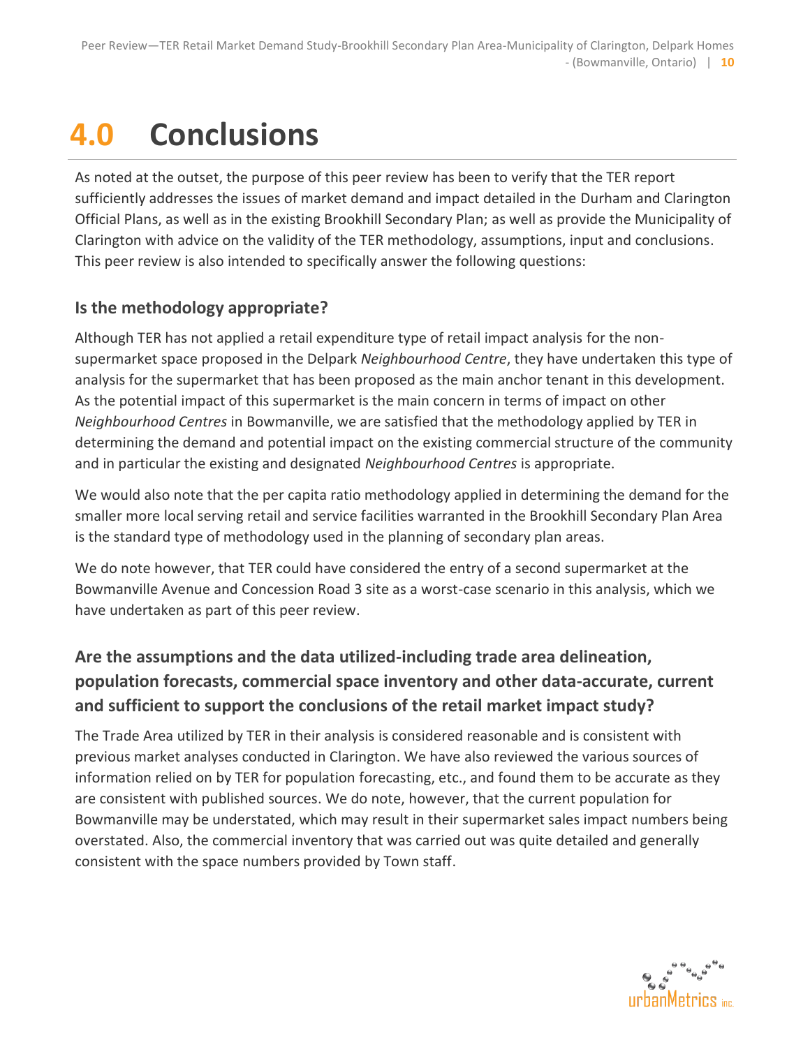# 4.0 Conclusions

As noted at the outset, the purpose of this peer review has been to verify that the TER report sufficiently addresses the issues of market demand and impact detailed in the Durham and Clarington Official Plans, as well as in the existing Brookhill Secondary Plan; as well as provide the Municipality of Clarington with advice on the validity of the TER methodology, assumptions, input and conclusions. This peer review is also intended to specifically answer the following questions:

### Is the methodology appropriate?

Although TER has not applied a retail expenditure type of retail impact analysis for the non-supermarket space proposed in the Delpark *Neighbourhood Centre*, they have undertaken this type of analysis for the supermarket that has been proposed as the main anchor tenant in this development. As the potential impact of this supermarket is the main concern in terms of impact on other *Neighbourhood Centres* in Bowmanville, we are satisfied that the methodology applied by TER in determining the demand and potential impact on the existing commercial structure of the community and in particular the existing and designated *Neighbourhood Centres* is appropriate.

We would also note that the per capita ratio methodology applied in determining the demand for the smaller more local serving retail and service facilities warranted in the Brookhill Secondary Plan Area is the standard type of methodology used in the planning of secondary plan areas.

We do note however, that TER could have considered the entry of a second supermarket at the Bowmanville Avenue and Concession Road 3 site as a worst-case scenario in this analysis, which we have undertaken as part of this peer review.

### Are the assumptions and the data utilized-including trade area delineation, population forecasts, commercial space inventory and other data-accurate, current and sufficient to support the conclusions of the retail market impact study?

The Trade Area utilized by TER in their analysis is considered reasonable and is consistent with previous market analyses conducted in Clarington. We have also reviewed the various sources of information relied on by TER for population forecasting, etc., and found them to be accurate as they are consistent with published sources. We do note, however, that the current population for Bowmanville may be understated, which may result in their supermarket sales impact numbers being overstated. Also, the commercial inventory that was carried out was quite detailed and generally consistent with the space numbers provided by Town staff.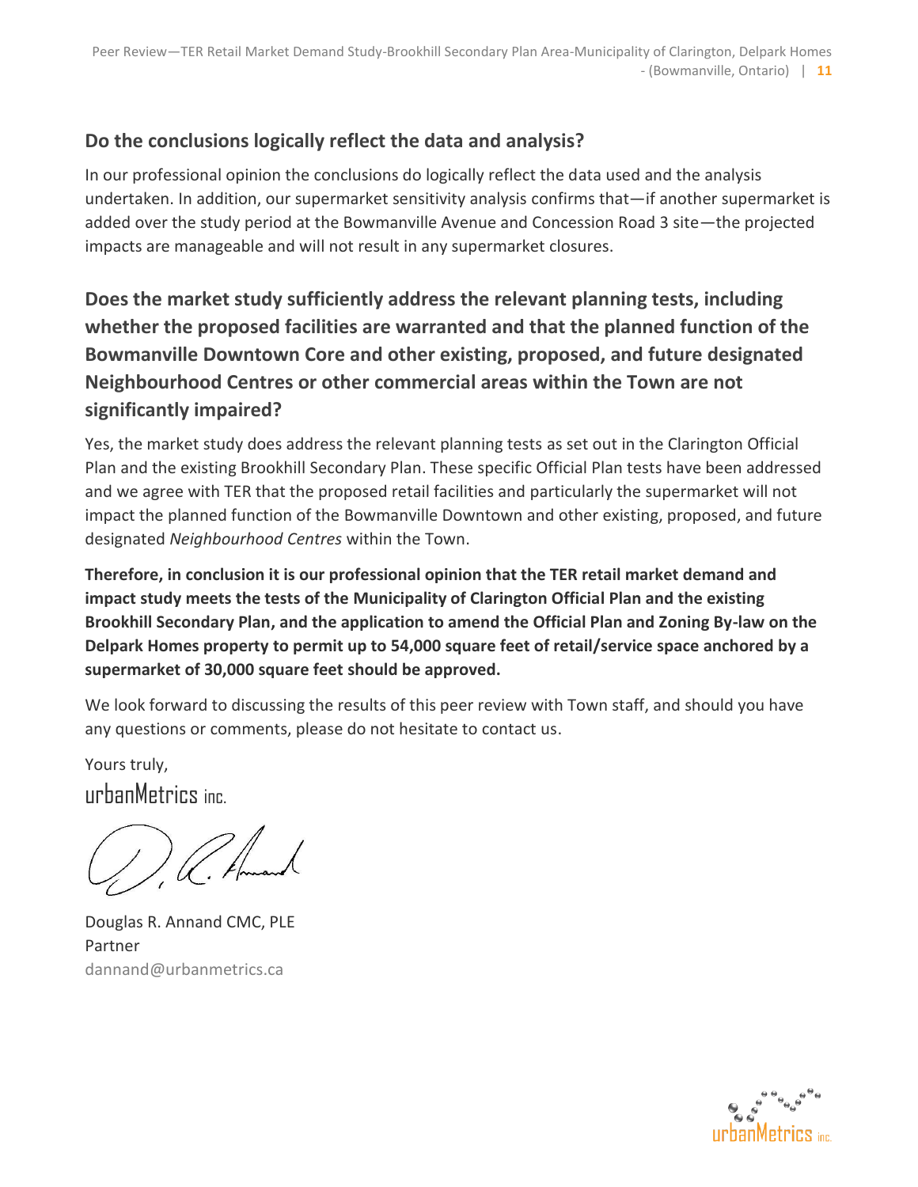## Do the conclusions logically reflect the data and analysis?

In our professional opinion the conclusions do logically reflect the data used and the analysis undertaken. In addition, our supermarket sensitivity analysis confirms that—if another supermarket is added over the study period at the Bowmanville Avenue and Concession Road 3 site—the projected impacts are manageable and will not result in any supermarket closures.

## Does the market study sufficiently address the relevant planning tests, including whether the proposed facilities are warranted and that the planned function of the Bowmanville Downtown Core and other existing, proposed, and future designated Neighbourhood Centres or other commercial areas within the Town are not significantly impaired?

Yes, the market study does address the relevant planning tests as set out in the Clarington Official Plan and the existing Brookhill Secondary Plan. These specific Official Plan tests have been addressed and we agree with TER that the proposed retail facilities and particularly the supermarket will not impact the planned function of the Bowmanville Downtown and other existing, proposed, and future designated *Neighbourhood Centres* within the Town.

**Therefore, in conclusion it is our professional opinion that the TER retail market demand and impact study meets the tests of the Municipality of Clarington Official Plan and the existing Brookhill Secondary Plan, and the application to amend the Official Plan and Zoning By-law on the Delpark Homes property to permit up to 54,000 square feet of retail/service space anchored by a supermarket of 30,000 square feet should be approved.**

We look forward to discussing the results of this peer review with Town staff, and should you have any questions or comments, please do not hesitate to contact us.

Yours truly,

urbanMetrics inc.

Douglas R. Annand CMC, PLE
Partner
dannand@urbanmetrics.ca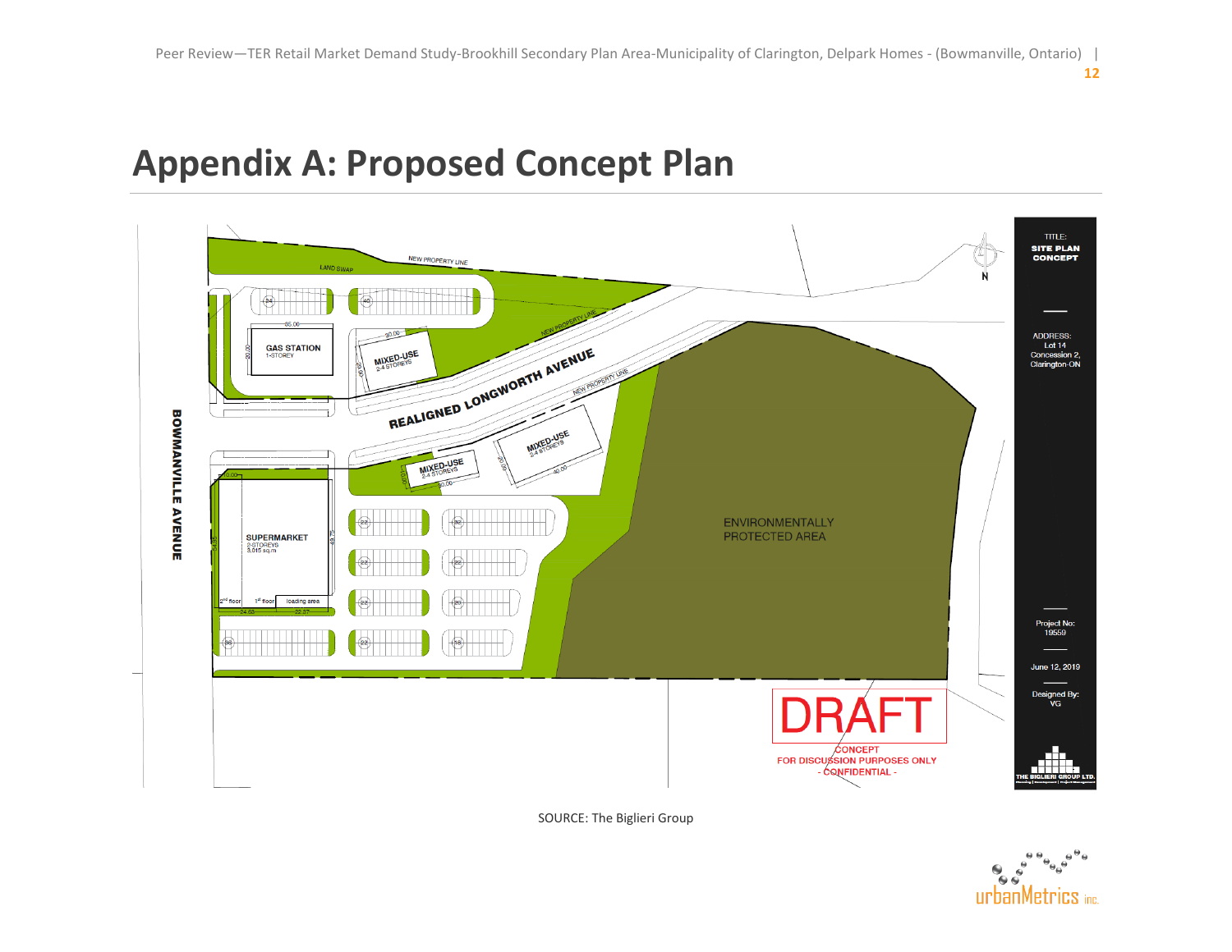# Appendix A: Proposed Concept Plan

TITLE: SITE PLAN CONCEPT

ADDRESS: Lot 14 Concession 2, Clarington-ON

Project No: 19559

June 12, 2019

Designed By: VG

THE BIGLIERI GROUP LTD.

BOWMANVILLE AVENUE

REALIGNED LONGWORTH AVENUE

NEW PROPERTY LINE

LAND SWAP

GAS STATION 1-STOREY

MIXED-USE 2-4 STOREYS

SUPERMARKET 2-STOREYS 3,015 sq.m

2nd floor

1st floor

loading area

ENVIRONMENTALLY PROTECTED AREA

DRAFT

CONCEPT FOR DISCUSSION PURPOSES ONLY - CONFIDENTIAL -

SOURCE: The Biglieri Group